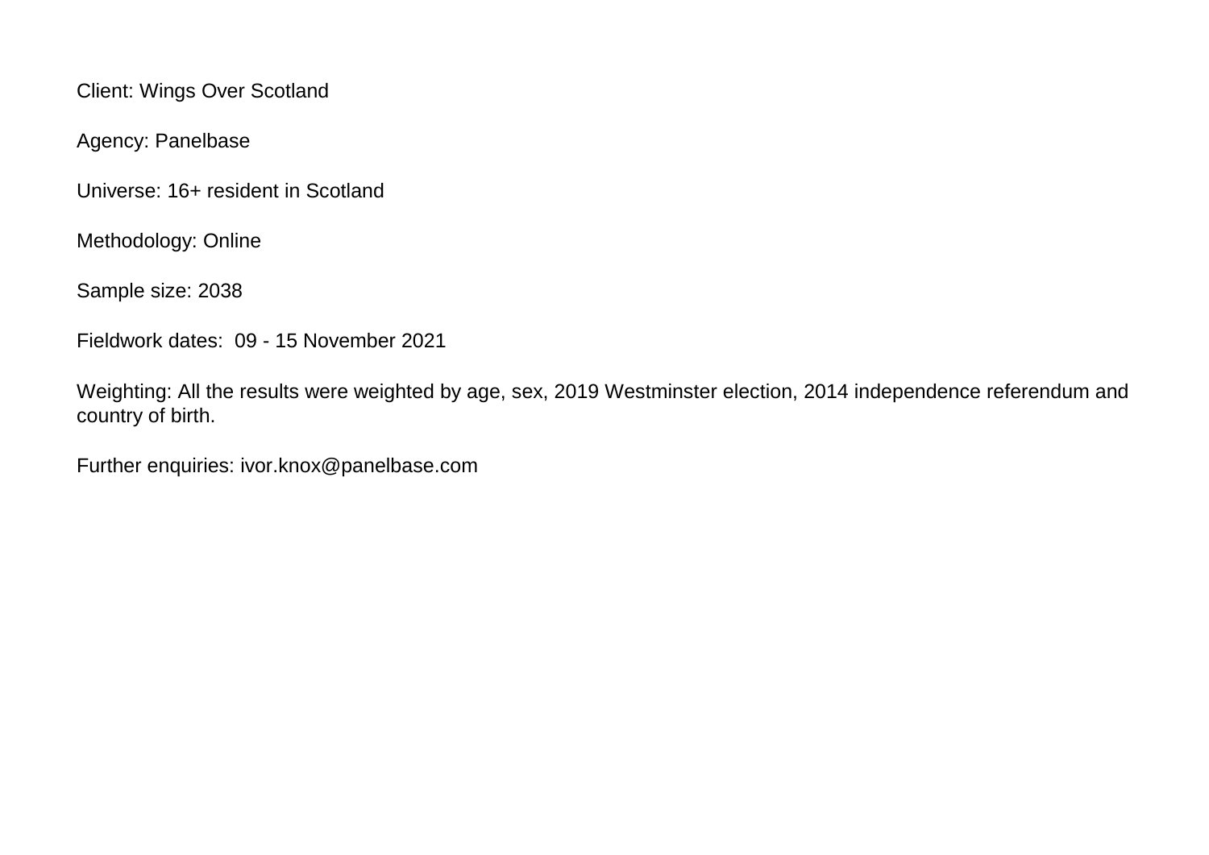Client: Wings Over Scotland

Agency: Panelbase

Universe: 16+ resident in Scotland

Methodology: Online

Sample size: 2038

Fieldwork dates: 09 - 15 November 2021

Weighting: All the results were weighted by age, sex, 2019 Westminster election, 2014 independence referendum and country of birth.

Further enquiries: ivor.knox@panelbase.com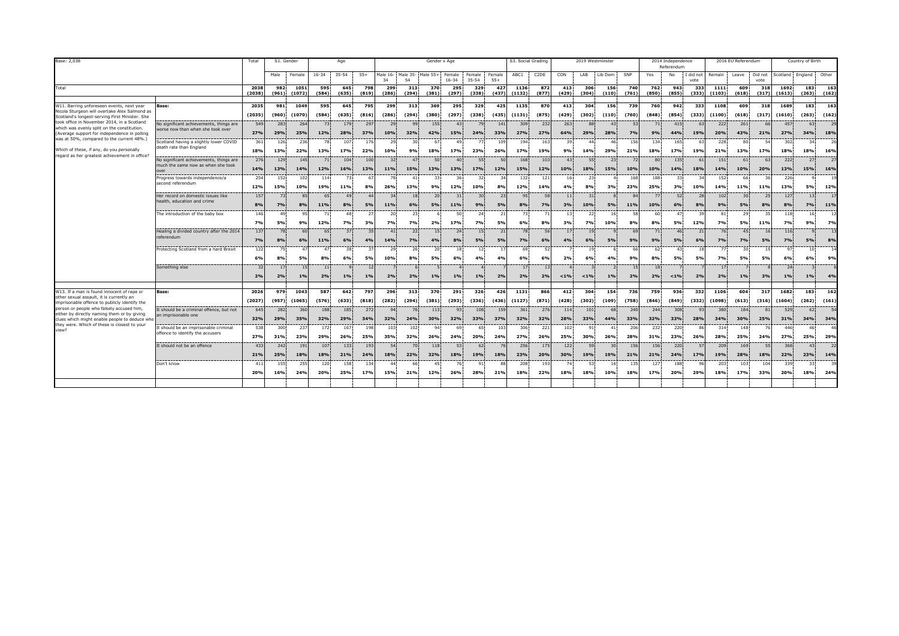| Base: 2,038 | | Total | S1. Gender | | Age | | | Gender x Age | | | | | | S3. Social Grading | | 2019 Westminster | | | | 2014 Independence Referendum | | | 2016 EU Referendum | | | Country of Birth | | |
|---|---|---|---|---|---|---|---|---|---|---|---|---|---|---|---|---|---|---|---|---|---|---|---|---|---|---|---|---|
| | | | Male | Female | 16-34 | 35-54 | 55+ | Male 16-34 | Male 35-54 | Male 55+ | Female 16-34 | Female 35-54 | Female 55+ | ABC1 | C2DE | CON | LAB | Lib Dem | SNP | Yes | No | I did not vote | Remain | Leave | Did not vote | Scotland | England | Other |
| Total | | 2038 (2038) | 982 (961) | 1051 (1072) | 595 (584) | 645 (635) | 798 (819) | 299 (286) | 313 (294) | 370 (381) | 295 (297) | 329 (338) | 427 (437) | 1136 (1132) | 872 (877) | 413 (429) | 306 (304) | 156 (110) | 740 (761) | 762 (850) | 943 (855) | 333 (333) | 1111 (1103) | 609 (618) | 318 (317) | 1692 (1613) | 183 (263) | 163 (162) |
| W11. Barring unforeseen events, next year Nicola Sturgeon will overtake Alex Salmond as Scotland's longest-serving First Minister. She took office in November 2014, in a Scotland which was evenly split on the constitution. (Average support for independence in polling was at 50%, compared to the current 48%.) Which of these, if any, do you personally regard as her greatest achievement in office? | Base: | 2035 (2035) | 981 (960) | 1049 (1070) | 595 (584) | 645 (635) | 795 (816) | 299 (286) | 313 (294) | 369 (380) | 295 (297) | 329 (338) | 425 (435) | 1135 (1131) | 870 (875) | 413 (429) | 304 (302) | 156 (110) | 739 (760) | 760 (848) | 942 (854) | 333 (333) | 1108 (1100) | 609 (618) | 318 (317) | 1689 (1610) | 183 (263) | 163 (162) |
| | No significant achievements, things are worse now than when she took over | 549 27% | 283 29% | 264 25% | 73 12% | 179 28% | 297 37% | 29 10% | 99 32% | 155 42% | 43 15% | 79 24% | 141 33% | 309 27% | 232 27% | 263 64% | 88 29% | 43 28% | 53 7% | 71 9% | 415 44% | 63 19% | 222 20% | 261 43% | 66 21% | 457 27% | 63 34% | 29 18% |
| | Scotland having a slightly lower COVID death rate than England | 361 18% | 126 13% | 236 22% | 78 13% | 107 17% | 176 22% | 29 10% | 30 9% | 67 18% | 49 17% | 77 23% | 109 26% | 194 17% | 163 19% | 39 9% | 44 14% | 46 29% | 156 21% | 134 18% | 165 17% | 63 19% | 228 21% | 80 13% | 54 17% | 302 18% | 34 18% | 26 16% |
| | No significant achievements, things are much the same now as when she took over | 276 14% | 129 13% | 145 14% | 71 12% | 104 16% | 100 13% | 32 11% | 47 15% | 50 13% | 40 13% | 55 17% | 50 12% | 168 15% | 103 12% | 43 10% | 55 18% | 23 15% | 72 10% | 80 10% | 135 14% | 61 18% | 151 14% | 61 10% | 63 20% | 222 13% | 27 15% | 27 16% |
| | Progress towards independence/a second referendum | 254 12% | 152 15% | 102 10% | 114 19% | 73 11% | 67 8% | 78 26% | 41 13% | 33 9% | 36 12% | 32 10% | 34 8% | 132 12% | 121 14% | 16 4% | 23 8% | 4 3% | 168 23% | 188 25% | 33 3% | 34 10% | 152 14% | 66 11% | 36 11% | 226 13% | 9 5% | 19 12% |
| | Her record on domestic issues like health, education and crime | 157 8% | 73 7% | 85 8% | 65 11% | 49 8% | 44 5% | 34 11% | 18 6% | 20 5% | 31 11% | 30 9% | 23 5% | 95 8% | 58 7% | 11 3% | 31 10% | 8 5% | 84 11% | 77 10% | 52 6% | 28 8% | 102 9% | 30 5% | 25 8% | 127 8% | 13 7% | 17 11% |
| | The introduction of the baby box | 146 7% | 49 5% | 95 9% | 71 12% | 48 7% | 27 3% | 20 7% | 23 7% | 6 2% | 50 17% | 24 7% | 21 5% | 73 6% | 71 8% | 13 3% | 22 7% | 16 10% | 58 8% | 60 8% | 47 5% | 39 12% | 81 7% | 29 5% | 35 11% | 118 7% | 16 9% | 12 7% |
| | Healing a divided country after the 2014 referendum | 137 7% | 78 8% | 60 6% | 65 11% | 37 6% | 35 4% | 41 14% | 22 7% | 15 4% | 24 8% | 15 5% | 21 5% | 78 7% | 56 6% | 17 4% | 19 6% | 9 5% | 69 9% | 71 9% | 46 5% | 21 6% | 76 7% | 45 7% | 16 5% | 116 7% | 9 5% | 13 8% |
| | Protecting Scotland from a hard Brexit | 122 6% | 75 8% | 47 5% | 47 8% | 38 6% | 37 5% | 29 10% | 26 8% | 20 5% | 18 6% | 12 4% | 17 4% | 69 6% | 52 6% | 7 2% | 19 6% | 6 4% | 66 9% | 62 8% | 43 5% | 18 5% | 77 7% | 30 5% | 15 5% | 97 6% | 10 6% | 14 9% |
| | Something else | 32 2% | 17 2% | 15 1% | 11 2% | 9 1% | 12 1% | 7 2% | 6 2% | 5 1% | 4 1% | 4 1% | 7 2% | 17 2% | 13 2% | 4 <1% | 3 <1% | 2 1% | 15 2% | 18 2% | 7 <1% | 7 2% | 17 2% | 7 1% | 8 3% | 24 1% | 3 1% | 6 4% |
| W13. If a man is found innocent of rape or other sexual assault, it is currently an imprisonable offence to publicly identify the person or people who falsely accused him, either by directly naming them or by giving clues which might enable people to deduce who they were. Which of these is closest to your view? | Base: | 2026 (2027) | 979 (957) | 1043 (1065) | 587 (576) | 642 (633) | 797 (818) | 296 (282) | 313 (294) | 370 (381) | 291 (293) | 326 (336) | 426 (436) | 1131 (1127) | 866 (871) | 412 (428) | 304 (302) | 154 (109) | 736 (758) | 759 (846) | 936 (849) | 332 (332) | 1106 (1098) | 604 (613) | 317 (316) | 1682 (1604) | 183 (262) | 162 (161) |
| | It should be a criminal offence, but not an imprisonable one | 645 32% | 282 29% | 360 35% | 188 32% | 185 29% | 272 34% | 94 32% | 76 24% | 113 30% | 93 32% | 108 33% | 159 37% | 361 32% | 276 32% | 114 28% | 101 33% | 68 44% | 240 33% | 244 32% | 308 33% | 93 28% | 380 34% | 184 30% | 81 25% | 529 31% | 62 34% | 54 34% |
| | It should be an imprisonable criminal offence to identify the accusers | 538 27% | 300 31% | 237 23% | 172 29% | 167 26% | 198 25% | 103 35% | 102 32% | 94 26% | 69 24% | 65 20% | 103 24% | 306 27% | 221 26% | 102 25% | 91 30% | 41 26% | 206 28% | 232 31% | 220 23% | 86 26% | 314 28% | 148 25% | 76 24% | 446 27% | 46 25% | 46 29% |
| | It should not be an offence | 433 21% | 242 25% | 191 18% | 107 18% | 133 21% | 193 24% | 54 18% | 70 22% | 118 32% | 53 18% | 62 19% | 76 18% | 256 23% | 175 20% | 122 30% | 59 19% | 30 19% | 156 21% | 156 21% | 220 24% | 57 17% | 209 19% | 169 28% | 55 18% | 368 22% | 43 23% | 22 14% |
| | Don't know | 411 20% | 155 16% | 255 24% | 120 20% | 158 25% | 134 17% | 44 15% | 66 21% | 45 12% | 76 26% | 91 28% | 88 21% | 208 18% | 193 22% | 74 18% | 53 18% | 16 10% | 135 18% | 127 17% | 188 20% | 96 29% | 203 18% | 103 17% | 104 33% | 339 20% | 33 18% | 39 24% |